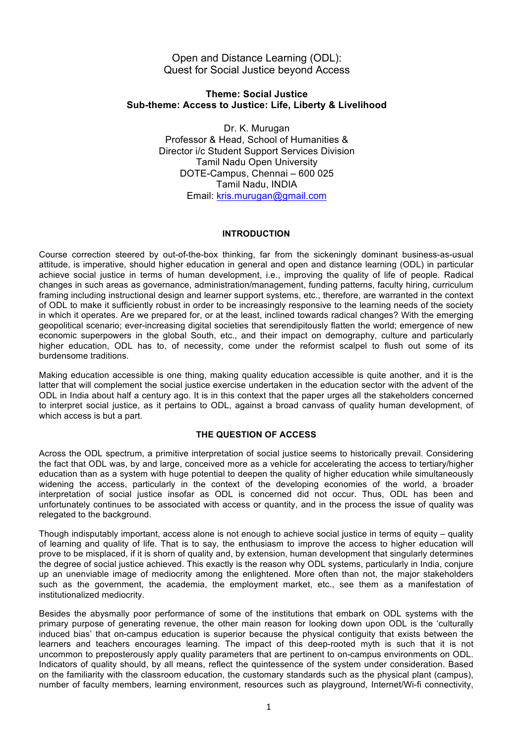# Open and Distance Learning (ODL): Quest for Social Justice beyond Access

**Theme: Social Justice**
**Sub-theme: Access to Justice: Life, Liberty & Livelihood**

Dr. K. Murugan
Professor & Head, School of Humanities &
Director i/c Student Support Services Division
Tamil Nadu Open University
DOTE-Campus, Chennai – 600 025
Tamil Nadu, INDIA
Email: kris.murugan@gmail.com

## INTRODUCTION

Course correction steered by out-of-the-box thinking, far from the sickeningly dominant business-as-usual attitude, is imperative, should higher education in general and open and distance learning (ODL) in particular achieve social justice in terms of human development, i.e., improving the quality of life of people. Radical changes in such areas as governance, administration/management, funding patterns, faculty hiring, curriculum framing including instructional design and learner support systems, etc., therefore, are warranted in the context of ODL to make it sufficiently robust in order to be increasingly responsive to the learning needs of the society in which it operates. Are we prepared for, or at the least, inclined towards radical changes? With the emerging geopolitical scenario; ever-increasing digital societies that serendipitously flatten the world; emergence of new economic superpowers in the global South, etc., and their impact on demography, culture and particularly higher education, ODL has to, of necessity, come under the reformist scalpel to flush out some of its burdensome traditions.

Making education accessible is one thing, making quality education accessible is quite another, and it is the latter that will complement the social justice exercise undertaken in the education sector with the advent of the ODL in India about half a century ago. It is in this context that the paper urges all the stakeholders concerned to interpret social justice, as it pertains to ODL, against a broad canvass of quality human development, of which access is but a part.

## THE QUESTION OF ACCESS

Across the ODL spectrum, a primitive interpretation of social justice seems to historically prevail. Considering the fact that ODL was, by and large, conceived more as a vehicle for accelerating the access to tertiary/higher education than as a system with huge potential to deepen the quality of higher education while simultaneously widening the access, particularly in the context of the developing economies of the world, a broader interpretation of social justice insofar as ODL is concerned did not occur. Thus, ODL has been and unfortunately continues to be associated with access or quantity, and in the process the issue of quality was relegated to the background.

Though indisputably important, access alone is not enough to achieve social justice in terms of equity – quality of learning and quality of life. That is to say, the enthusiasm to improve the access to higher education will prove to be misplaced, if it is shorn of quality and, by extension, human development that singularly determines the degree of social justice achieved. This exactly is the reason why ODL systems, particularly in India, conjure up an unenviable image of mediocrity among the enlightened. More often than not, the major stakeholders such as the government, the academia, the employment market, etc., see them as a manifestation of institutionalized mediocrity.

Besides the abysmally poor performance of some of the institutions that embark on ODL systems with the primary purpose of generating revenue, the other main reason for looking down upon ODL is the 'culturally induced bias' that on-campus education is superior because the physical contiguity that exists between the learners and teachers encourages learning. The impact of this deep-rooted myth is such that it is not uncommon to preposterously apply quality parameters that are pertinent to on-campus environments on ODL. Indicators of quality should, by all means, reflect the quintessence of the system under consideration. Based on the familiarity with the classroom education, the customary standards such as the physical plant (campus), number of faculty members, learning environment, resources such as playground, Internet/Wi-fi connectivity,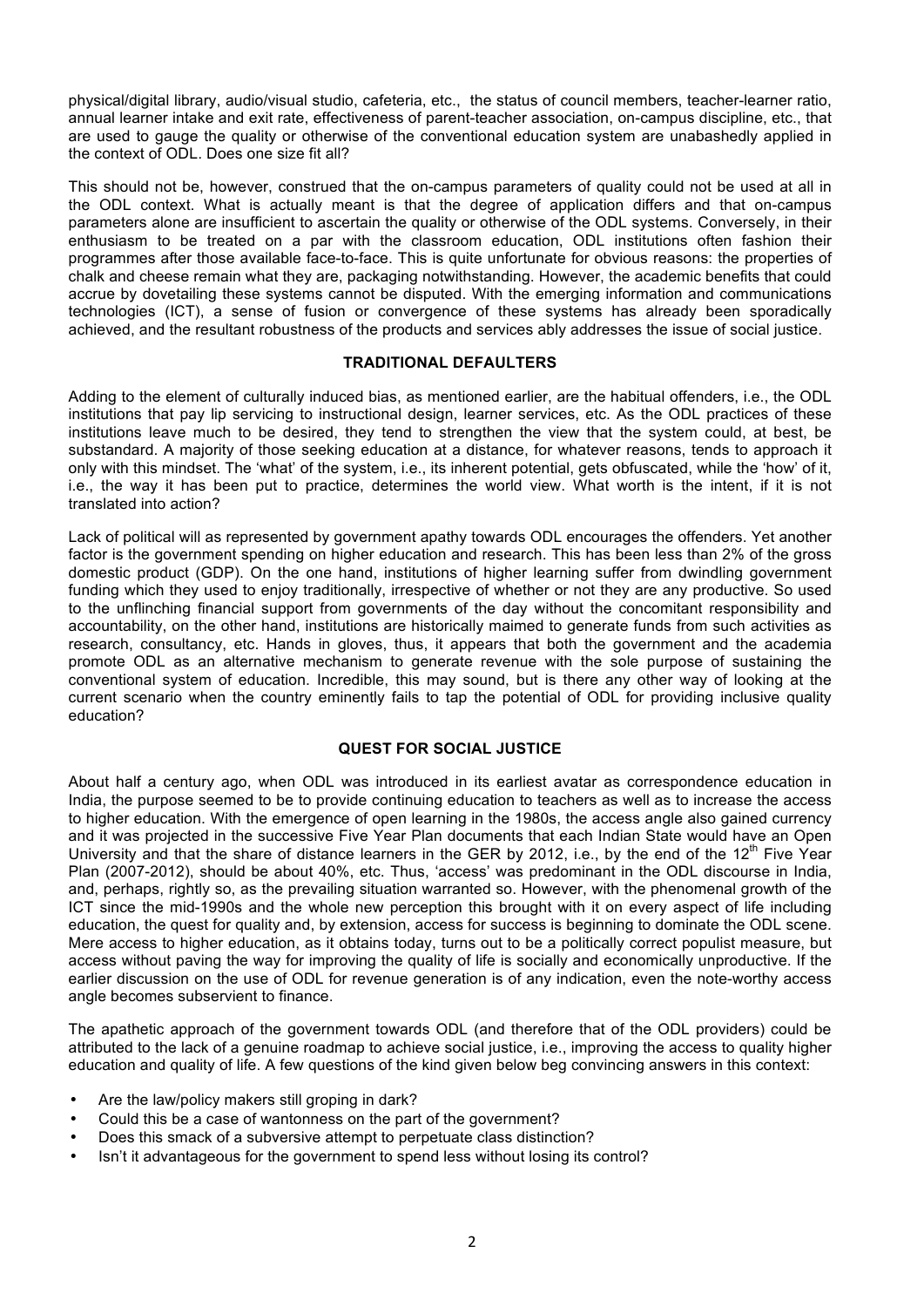physical/digital library, audio/visual studio, cafeteria, etc., the status of council members, teacher-learner ratio, annual learner intake and exit rate, effectiveness of parent-teacher association, on-campus discipline, etc., that are used to gauge the quality or otherwise of the conventional education system are unabashedly applied in the context of ODL. Does one size fit all?

This should not be, however, construed that the on-campus parameters of quality could not be used at all in the ODL context. What is actually meant is that the degree of application differs and that on-campus parameters alone are insufficient to ascertain the quality or otherwise of the ODL systems. Conversely, in their enthusiasm to be treated on a par with the classroom education, ODL institutions often fashion their programmes after those available face-to-face. This is quite unfortunate for obvious reasons: the properties of chalk and cheese remain what they are, packaging notwithstanding. However, the academic benefits that could accrue by dovetailing these systems cannot be disputed. With the emerging information and communications technologies (ICT), a sense of fusion or convergence of these systems has already been sporadically achieved, and the resultant robustness of the products and services ably addresses the issue of social justice.

## TRADITIONAL DEFAULTERS

Adding to the element of culturally induced bias, as mentioned earlier, are the habitual offenders, i.e., the ODL institutions that pay lip servicing to instructional design, learner services, etc. As the ODL practices of these institutions leave much to be desired, they tend to strengthen the view that the system could, at best, be substandard. A majority of those seeking education at a distance, for whatever reasons, tends to approach it only with this mindset. The 'what' of the system, i.e., its inherent potential, gets obfuscated, while the 'how' of it, i.e., the way it has been put to practice, determines the world view. What worth is the intent, if it is not translated into action?

Lack of political will as represented by government apathy towards ODL encourages the offenders. Yet another factor is the government spending on higher education and research. This has been less than 2% of the gross domestic product (GDP). On the one hand, institutions of higher learning suffer from dwindling government funding which they used to enjoy traditionally, irrespective of whether or not they are any productive. So used to the unflinching financial support from governments of the day without the concomitant responsibility and accountability, on the other hand, institutions are historically maimed to generate funds from such activities as research, consultancy, etc. Hands in gloves, thus, it appears that both the government and the academia promote ODL as an alternative mechanism to generate revenue with the sole purpose of sustaining the conventional system of education. Incredible, this may sound, but is there any other way of looking at the current scenario when the country eminently fails to tap the potential of ODL for providing inclusive quality education?

## QUEST FOR SOCIAL JUSTICE

About half a century ago, when ODL was introduced in its earliest avatar as correspondence education in India, the purpose seemed to be to provide continuing education to teachers as well as to increase the access to higher education. With the emergence of open learning in the 1980s, the access angle also gained currency and it was projected in the successive Five Year Plan documents that each Indian State would have an Open University and that the share of distance learners in the GER by 2012, i.e., by the end of the 12th Five Year Plan (2007-2012), should be about 40%, etc. Thus, 'access' was predominant in the ODL discourse in India, and, perhaps, rightly so, as the prevailing situation warranted so. However, with the phenomenal growth of the ICT since the mid-1990s and the whole new perception this brought with it on every aspect of life including education, the quest for quality and, by extension, access for success is beginning to dominate the ODL scene. Mere access to higher education, as it obtains today, turns out to be a politically correct populist measure, but access without paving the way for improving the quality of life is socially and economically unproductive. If the earlier discussion on the use of ODL for revenue generation is of any indication, even the note-worthy access angle becomes subservient to finance.

The apathetic approach of the government towards ODL (and therefore that of the ODL providers) could be attributed to the lack of a genuine roadmap to achieve social justice, i.e., improving the access to quality higher education and quality of life. A few questions of the kind given below beg convincing answers in this context:

- Are the law/policy makers still groping in dark?
- Could this be a case of wantonness on the part of the government?
- Does this smack of a subversive attempt to perpetuate class distinction?
- Isn't it advantageous for the government to spend less without losing its control?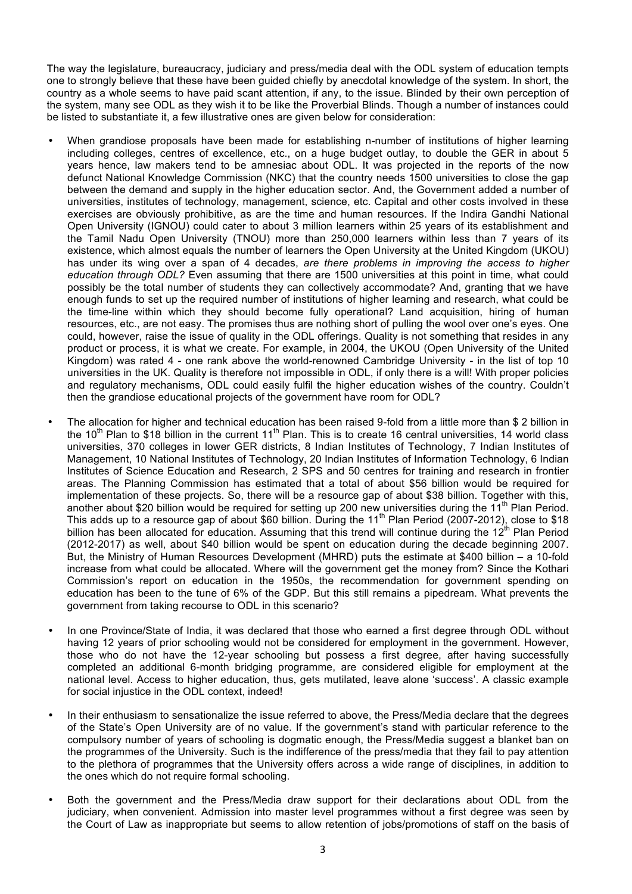The way the legislature, bureaucracy, judiciary and press/media deal with the ODL system of education tempts one to strongly believe that these have been guided chiefly by anecdotal knowledge of the system. In short, the country as a whole seems to have paid scant attention, if any, to the issue. Blinded by their own perception of the system, many see ODL as they wish it to be like the Proverbial Blinds. Though a number of instances could be listed to substantiate it, a few illustrative ones are given below for consideration:

- When grandiose proposals have been made for establishing n-number of institutions of higher learning including colleges, centres of excellence, etc., on a huge budget outlay, to double the GER in about 5 years hence, law makers tend to be amnesiac about ODL. It was projected in the reports of the now defunct National Knowledge Commission (NKC) that the country needs 1500 universities to close the gap between the demand and supply in the higher education sector. And, the Government added a number of universities, institutes of technology, management, science, etc. Capital and other costs involved in these exercises are obviously prohibitive, as are the time and human resources. If the Indira Gandhi National Open University (IGNOU) could cater to about 3 million learners within 25 years of its establishment and the Tamil Nadu Open University (TNOU) more than 250,000 learners within less than 7 years of its existence, which almost equals the number of learners the Open University at the United Kingdom (UKOU) has under its wing over a span of 4 decades, *are there problems in improving the access to higher education through ODL?* Even assuming that there are 1500 universities at this point in time, what could possibly be the total number of students they can collectively accommodate? And, granting that we have enough funds to set up the required number of institutions of higher learning and research, what could be the time-line within which they should become fully operational? Land acquisition, hiring of human resources, etc., are not easy. The promises thus are nothing short of pulling the wool over one's eyes. One could, however, raise the issue of quality in the ODL offerings. Quality is not something that resides in any product or process, it is what we create. For example, in 2004, the UKOU (Open University of the United Kingdom) was rated 4 - one rank above the world-renowned Cambridge University - in the list of top 10 universities in the UK. Quality is therefore not impossible in ODL, if only there is a will! With proper policies and regulatory mechanisms, ODL could easily fulfil the higher education wishes of the country. Couldn't then the grandiose educational projects of the government have room for ODL?

- The allocation for higher and technical education has been raised 9-fold from a little more than \$ 2 billion in the 10th Plan to \$18 billion in the current 11th Plan. This is to create 16 central universities, 14 world class universities, 370 colleges in lower GER districts, 8 Indian Institutes of Technology, 7 Indian Institutes of Management, 10 National Institutes of Technology, 20 Indian Institutes of Information Technology, 6 Indian Institutes of Science Education and Research, 2 SPS and 50 centres for training and research in frontier areas. The Planning Commission has estimated that a total of about \$56 billion would be required for implementation of these projects. So, there will be a resource gap of about \$38 billion. Together with this, another about \$20 billion would be required for setting up 200 new universities during the 11th Plan Period. This adds up to a resource gap of about \$60 billion. During the 11th Plan Period (2007-2012), close to \$18 billion has been allocated for education. Assuming that this trend will continue during the 12th Plan Period (2012-2017) as well, about \$40 billion would be spent on education during the decade beginning 2007. But, the Ministry of Human Resources Development (MHRD) puts the estimate at \$400 billion – a 10-fold increase from what could be allocated. Where will the government get the money from? Since the Kothari Commission's report on education in the 1950s, the recommendation for government spending on education has been to the tune of 6% of the GDP. But this still remains a pipedream. What prevents the government from taking recourse to ODL in this scenario?

- In one Province/State of India, it was declared that those who earned a first degree through ODL without having 12 years of prior schooling would not be considered for employment in the government. However, those who do not have the 12-year schooling but possess a first degree, after having successfully completed an additional 6-month bridging programme, are considered eligible for employment at the national level. Access to higher education, thus, gets mutilated, leave alone 'success'. A classic example for social injustice in the ODL context, indeed!

- In their enthusiasm to sensationalize the issue referred to above, the Press/Media declare that the degrees of the State's Open University are of no value. If the government's stand with particular reference to the compulsory number of years of schooling is dogmatic enough, the Press/Media suggest a blanket ban on the programmes of the University. Such is the indifference of the press/media that they fail to pay attention to the plethora of programmes that the University offers across a wide range of disciplines, in addition to the ones which do not require formal schooling.

- Both the government and the Press/Media draw support for their declarations about ODL from the judiciary, when convenient. Admission into master level programmes without a first degree was seen by the Court of Law as inappropriate but seems to allow retention of jobs/promotions of staff on the basis of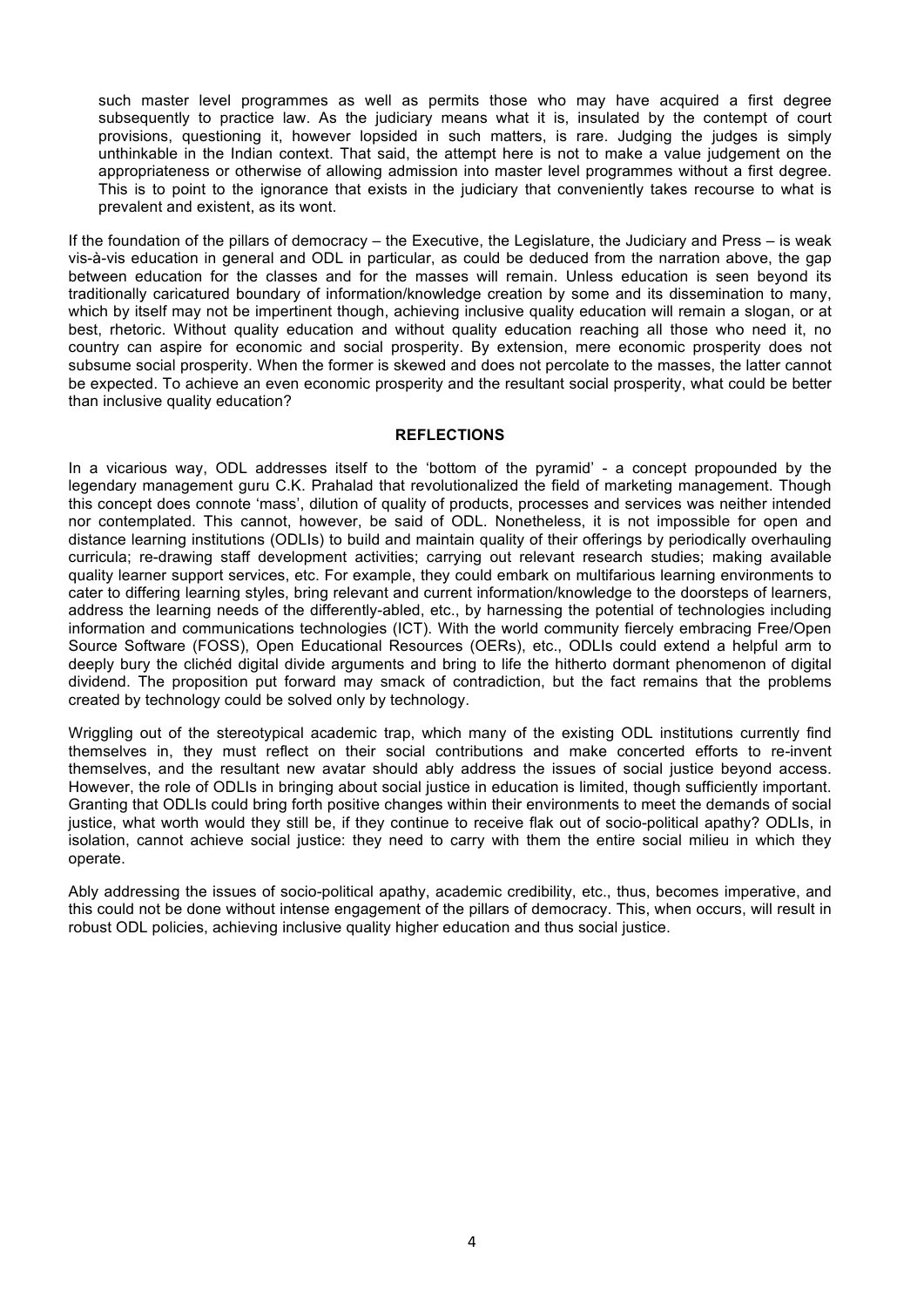such master level programmes as well as permits those who may have acquired a first degree subsequently to practice law. As the judiciary means what it is, insulated by the contempt of court provisions, questioning it, however lopsided in such matters, is rare. Judging the judges is simply unthinkable in the Indian context. That said, the attempt here is not to make a value judgement on the appropriateness or otherwise of allowing admission into master level programmes without a first degree. This is to point to the ignorance that exists in the judiciary that conveniently takes recourse to what is prevalent and existent, as its wont.

If the foundation of the pillars of democracy – the Executive, the Legislature, the Judiciary and Press – is weak vis-à-vis education in general and ODL in particular, as could be deduced from the narration above, the gap between education for the classes and for the masses will remain. Unless education is seen beyond its traditionally caricatured boundary of information/knowledge creation by some and its dissemination to many, which by itself may not be impertinent though, achieving inclusive quality education will remain a slogan, or at best, rhetoric. Without quality education and without quality education reaching all those who need it, no country can aspire for economic and social prosperity. By extension, mere economic prosperity does not subsume social prosperity. When the former is skewed and does not percolate to the masses, the latter cannot be expected. To achieve an even economic prosperity and the resultant social prosperity, what could be better than inclusive quality education?

## REFLECTIONS

In a vicarious way, ODL addresses itself to the 'bottom of the pyramid' - a concept propounded by the legendary management guru C.K. Prahalad that revolutionalized the field of marketing management. Though this concept does connote 'mass', dilution of quality of products, processes and services was neither intended nor contemplated. This cannot, however, be said of ODL. Nonetheless, it is not impossible for open and distance learning institutions (ODLIs) to build and maintain quality of their offerings by periodically overhauling curricula; re-drawing staff development activities; carrying out relevant research studies; making available quality learner support services, etc. For example, they could embark on multifarious learning environments to cater to differing learning styles, bring relevant and current information/knowledge to the doorsteps of learners, address the learning needs of the differently-abled, etc., by harnessing the potential of technologies including information and communications technologies (ICT). With the world community fiercely embracing Free/Open Source Software (FOSS), Open Educational Resources (OERs), etc., ODLIs could extend a helpful arm to deeply bury the clichéd digital divide arguments and bring to life the hitherto dormant phenomenon of digital dividend. The proposition put forward may smack of contradiction, but the fact remains that the problems created by technology could be solved only by technology.

Wriggling out of the stereotypical academic trap, which many of the existing ODL institutions currently find themselves in, they must reflect on their social contributions and make concerted efforts to re-invent themselves, and the resultant new avatar should ably address the issues of social justice beyond access. However, the role of ODLIs in bringing about social justice in education is limited, though sufficiently important. Granting that ODLIs could bring forth positive changes within their environments to meet the demands of social justice, what worth would they still be, if they continue to receive flak out of socio-political apathy? ODLIs, in isolation, cannot achieve social justice: they need to carry with them the entire social milieu in which they operate.

Ably addressing the issues of socio-political apathy, academic credibility, etc., thus, becomes imperative, and this could not be done without intense engagement of the pillars of democracy. This, when occurs, will result in robust ODL policies, achieving inclusive quality higher education and thus social justice.